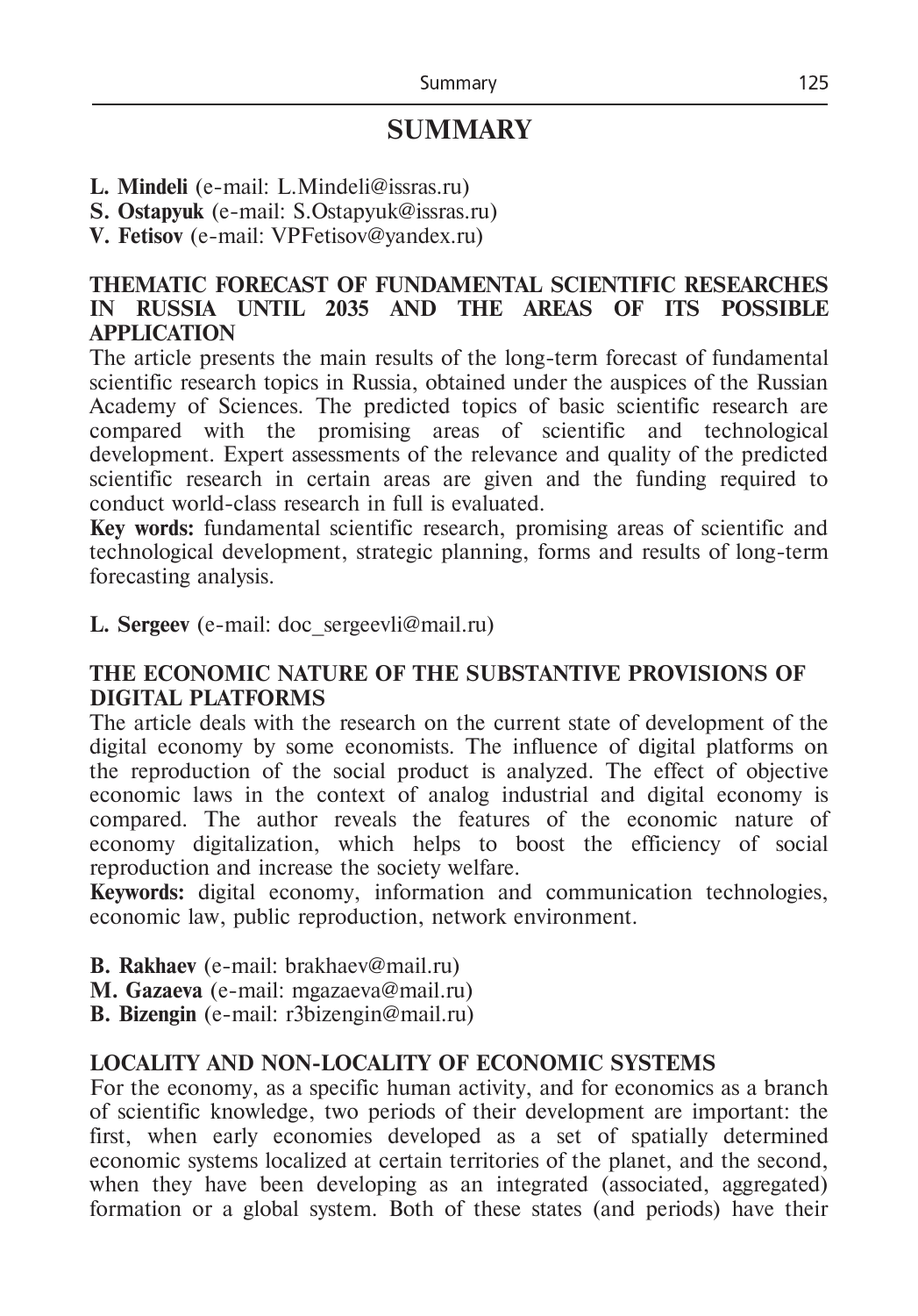# SUMMARY

**L. Mindeli** (e-mail: L.Mindeli@issras.ru)
**S. Ostapyuk** (e-mail: S.Ostapyuk@issras.ru)
**V. Fetisov** (e-mail: VPFetisov@yandex.ru)

**THEMATIC FORECAST OF FUNDAMENTAL SCIENTIFIC RESEARCHES IN RUSSIA UNTIL 2035 AND THE AREAS OF ITS POSSIBLE APPLICATION**

The article presents the main results of the long-term forecast of fundamental scientific research topics in Russia, obtained under the auspices of the Russian Academy of Sciences. The predicted topics of basic scientific research are compared with the promising areas of scientific and technological development. Expert assessments of the relevance and quality of the predicted scientific research in certain areas are given and the funding required to conduct world-class research in full is evaluated.

**Key words:** fundamental scientific research, promising areas of scientific and technological development, strategic planning, forms and results of long-term forecasting analysis.

**L. Sergeev** (e-mail: doc_sergeevli@mail.ru)

**THE ECONOMIC NATURE OF THE SUBSTANTIVE PROVISIONS OF DIGITAL PLATFORMS**

The article deals with the research on the current state of development of the digital economy by some economists. The influence of digital platforms on the reproduction of the social product is analyzed. The effect of objective economic laws in the context of analog industrial and digital economy is compared. The author reveals the features of the economic nature of economy digitalization, which helps to boost the efficiency of social reproduction and increase the society welfare.

**Keywords:** digital economy, information and communication technologies, economic law, public reproduction, network environment.

**B. Rakhaev** (e-mail: brakhaev@mail.ru)
**M. Gazaeva** (e-mail: mgazaeva@mail.ru)
**B. Bizengin** (e-mail: r3bizengin@mail.ru)

**LOCALITY AND NON-LOCALITY OF ECONOMIC SYSTEMS**

For the economy, as a specific human activity, and for economics as a branch of scientific knowledge, two periods of their development are important: the first, when early economies developed as a set of spatially determined economic systems localized at certain territories of the planet, and the second, when they have been developing as an integrated (associated, aggregated) formation or a global system. Both of these states (and periods) have their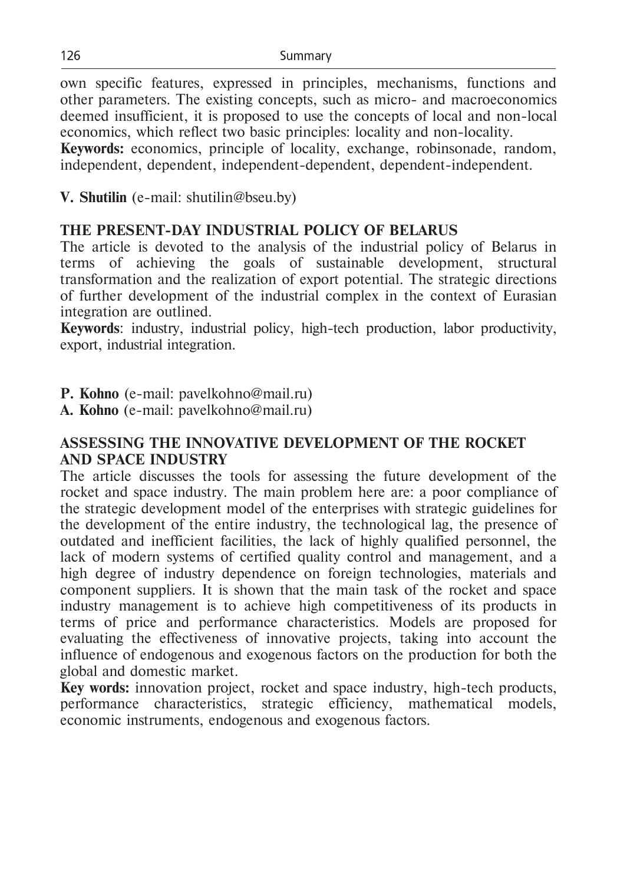own specific features, expressed in principles, mechanisms, functions and other parameters. The existing concepts, such as micro- and macroeconomics deemed insufficient, it is proposed to use the concepts of local and non-local economics, which reflect two basic principles: locality and non-locality.

**Keywords:** economics, principle of locality, exchange, robinsonade, random, independent, dependent, independent-dependent, dependent-independent.

**V. Shutilin** (e-mail: shutilin@bseu.by)

**THE PRESENT-DAY INDUSTRIAL POLICY OF BELARUS**

The article is devoted to the analysis of the industrial policy of Belarus in terms of achieving the goals of sustainable development, structural transformation and the realization of export potential. The strategic directions of further development of the industrial complex in the context of Eurasian integration are outlined.

**Keywords**: industry, industrial policy, high-tech production, labor productivity, export, industrial integration.

**P. Kohno** (e-mail: pavelkohno@mail.ru)
**A. Kohno** (e-mail: pavelkohno@mail.ru)

**ASSESSING THE INNOVATIVE DEVELOPMENT OF THE ROCKET AND SPACE INDUSTRY**

The article discusses the tools for assessing the future development of the rocket and space industry. The main problem here are: a poor compliance of the strategic development model of the enterprises with strategic guidelines for the development of the entire industry, the technological lag, the presence of outdated and inefficient facilities, the lack of highly qualified personnel, the lack of modern systems of certified quality control and management, and a high degree of industry dependence on foreign technologies, materials and component suppliers. It is shown that the main task of the rocket and space industry management is to achieve high competitiveness of its products in terms of price and performance characteristics. Models are proposed for evaluating the effectiveness of innovative projects, taking into account the influence of endogenous and exogenous factors on the production for both the global and domestic market.

**Key words:** innovation project, rocket and space industry, high-tech products, performance characteristics, strategic efficiency, mathematical models, economic instruments, endogenous and exogenous factors.